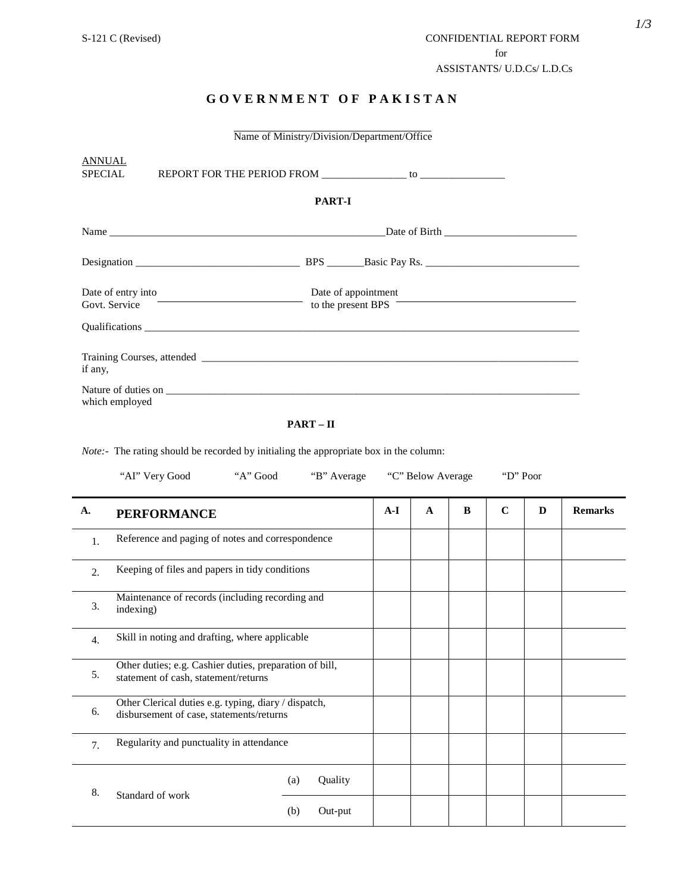S-121 C (Revised)

CONFIDENTIAL REPORT FORM
for
ASSISTANTS/ U.D.Cs/ L.D.Cs

# G O V E R N M E N T  O F  P A K I S T A N

______________________________
Name of Ministry/Division/Department/Office

ANNUAL
SPECIAL    REPORT FOR THE PERIOD FROM _______________ to _______________

## PART-I

Name ____________________________________________________Date of Birth ________________________

Designation ______________________________ BPS _______Basic Pay Rs. ____________________________

Date of entry into Govt. Service ______________________ Date of appointment to the present BPS ______________________

Qualifications ____________________________________________________________________________________

Training Courses, attended if any, ________________________________________________________________

Nature of duties on which employed ________________________________________________________________

## PART – II

*Note:-* The rating should be recorded by initialing the appropriate box in the column:

"AI" Very Good    "A" Good    "B" Average    "C" Below Average    "D" Poor

| A. | PERFORMANCE | | A-I | A | B | C | D | Remarks |
|---|---|---|---|---|---|---|---|---|
| 1. | Reference and paging of notes and correspondence | | | | | | | |
| 2. | Keeping of files and papers in tidy conditions | | | | | | | |
| 3. | Maintenance of records (including recording and indexing) | | | | | | | |
| 4. | Skill in noting and drafting, where applicable | | | | | | | |
| 5. | Other duties; e.g. Cashier duties, preparation of bill, statement of cash, statement/returns | | | | | | | |
| 6. | Other Clerical duties e.g. typing, diary / dispatch, disbursement of case, statements/returns | | | | | | | |
| 7. | Regularity and punctuality in attendance | | | | | | | |
| 8. | Standard of work | (a) Quality | | | | | | |
| | | (b) Out-put | | | | | | |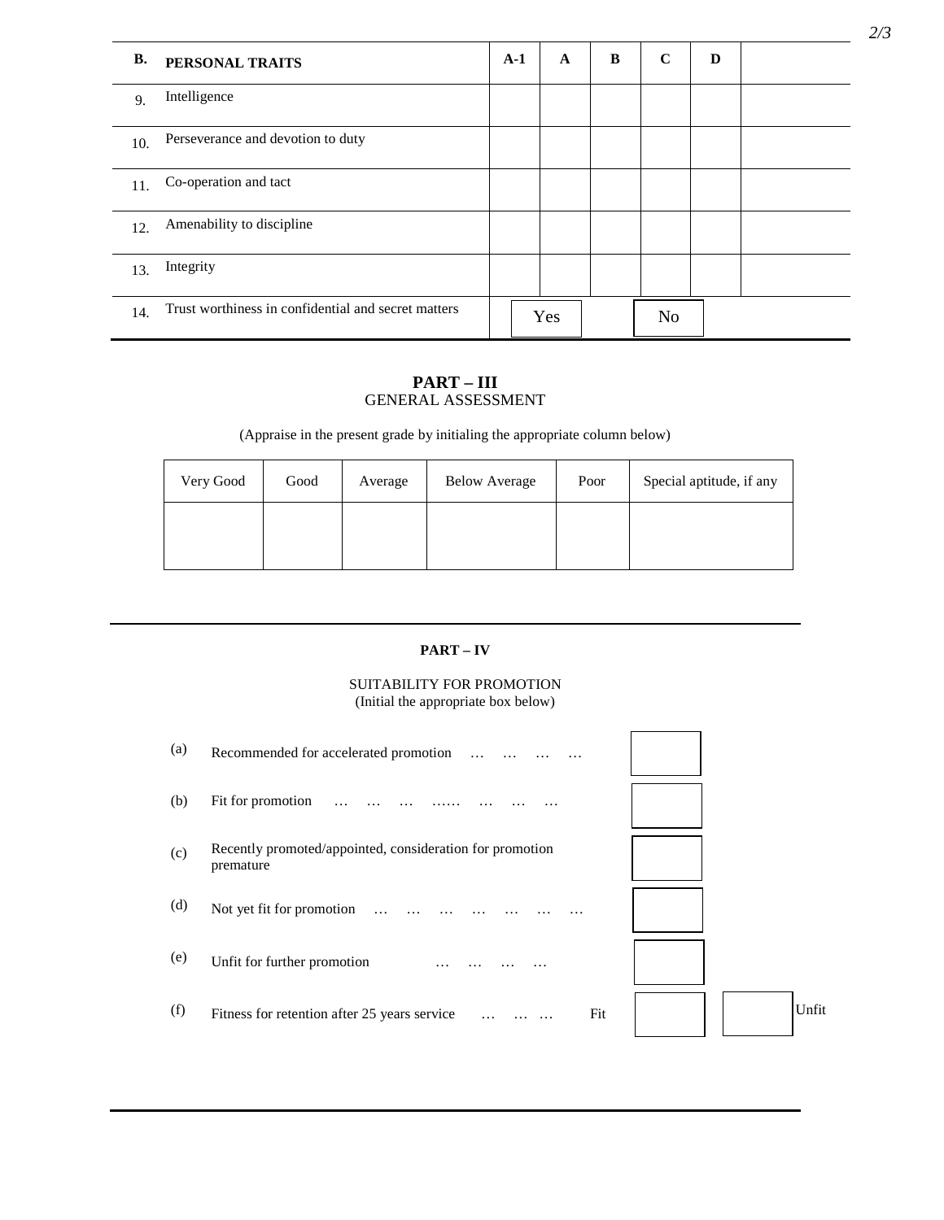| B. | PERSONAL TRAITS | A-1 | A | B | C | D | |
|---|---|---|---|---|---|---|---|
| 9. | Intelligence | | | | | | |
| 10. | Perseverance and devotion to duty | | | | | | |
| 11. | Co-operation and tact | | | | | | |
| 12. | Amenability to discipline | | | | | | |
| 13. | Integrity | | | | | | |
| 14. | Trust worthiness in confidential and secret matters | | Yes | | No | | |

## PART – III
GENERAL ASSESSMENT

(Appraise in the present grade by initialing the appropriate column below)

| Very Good | Good | Average | Below Average | Poor | Special aptitude, if any |
|---|---|---|---|---|---|
| | | | | | |

## PART – IV

SUITABILITY FOR PROMOTION
(Initial the appropriate box below)

| | | | |
|---|---|---|---|
| (a) | Recommended for accelerated promotion … … … … | | |
| (b) | Fit for promotion … … … …… … … … | | |
| (c) | Recently promoted/appointed, consideration for promotion premature | | |
| (d) | Not yet fit for promotion … … … … … … … | | |
| (e) | Unfit for further promotion … … … … | | |
| (f) | Fitness for retention after 25 years service … … … | Fit | Unfit |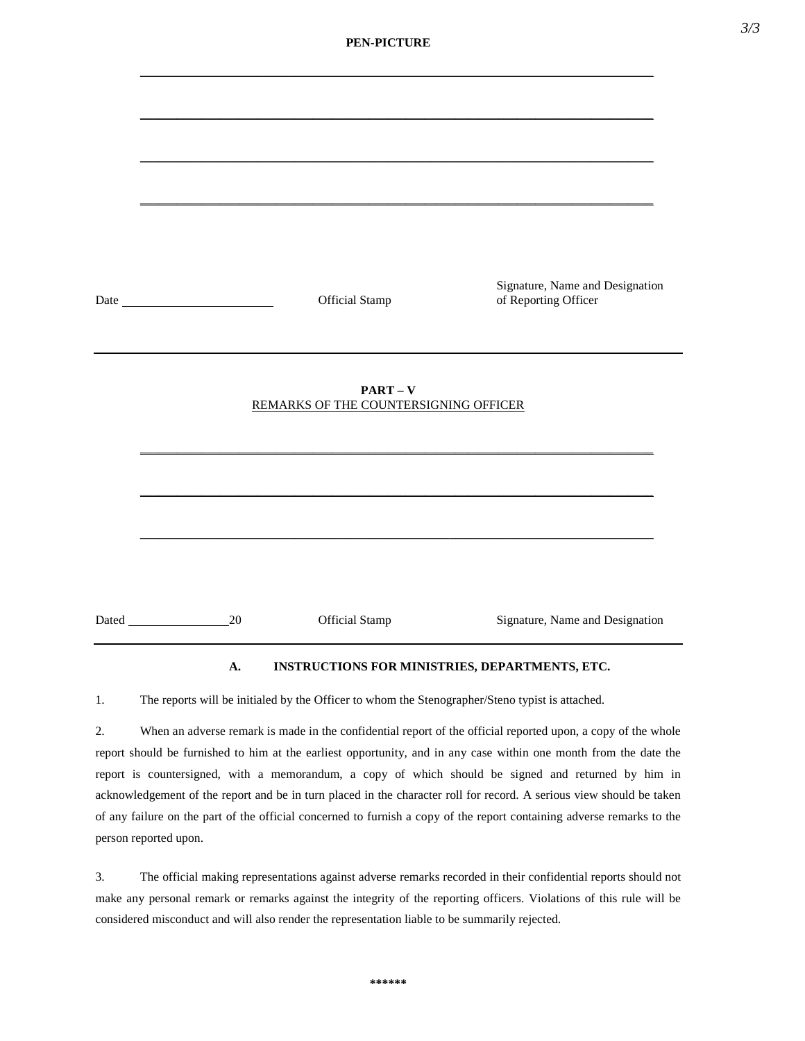**PEN-PICTURE**

\_\_\_\_\_\_\_\_\_\_\_\_\_\_\_\_\_\_\_\_\_\_\_\_\_\_\_\_\_\_\_\_\_\_\_\_\_\_\_\_\_\_\_\_\_\_\_\_\_\_\_\_\_\_\_\_\_\_\_\_\_\_\_\_\_\_\_\_\_\_

\_\_\_\_\_\_\_\_\_\_\_\_\_\_\_\_\_\_\_\_\_\_\_\_\_\_\_\_\_\_\_\_\_\_\_\_\_\_\_\_\_\_\_\_\_\_\_\_\_\_\_\_\_\_\_\_\_\_\_\_\_\_\_\_\_\_\_\_\_\_

\_\_\_\_\_\_\_\_\_\_\_\_\_\_\_\_\_\_\_\_\_\_\_\_\_\_\_\_\_\_\_\_\_\_\_\_\_\_\_\_\_\_\_\_\_\_\_\_\_\_\_\_\_\_\_\_\_\_\_\_\_\_\_\_\_\_\_\_\_\_

\_\_\_\_\_\_\_\_\_\_\_\_\_\_\_\_\_\_\_\_\_\_\_\_\_\_\_\_\_\_\_\_\_\_\_\_\_\_\_\_\_\_\_\_\_\_\_\_\_\_\_\_\_\_\_\_\_\_\_\_\_\_\_\_\_\_\_\_\_\_

Date \_\_\_\_\_\_\_\_\_\_\_\_\_\_\_\_\_\_\_\_ Official Stamp Signature, Name and Designation of Reporting Officer

---

**PART – V**
REMARKS OF THE COUNTERSIGNING OFFICER

\_\_\_\_\_\_\_\_\_\_\_\_\_\_\_\_\_\_\_\_\_\_\_\_\_\_\_\_\_\_\_\_\_\_\_\_\_\_\_\_\_\_\_\_\_\_\_\_\_\_\_\_\_\_\_\_\_\_\_\_\_\_\_\_\_\_\_\_\_\_

\_\_\_\_\_\_\_\_\_\_\_\_\_\_\_\_\_\_\_\_\_\_\_\_\_\_\_\_\_\_\_\_\_\_\_\_\_\_\_\_\_\_\_\_\_\_\_\_\_\_\_\_\_\_\_\_\_\_\_\_\_\_\_\_\_\_\_\_\_\_

\_\_\_\_\_\_\_\_\_\_\_\_\_\_\_\_\_\_\_\_\_\_\_\_\_\_\_\_\_\_\_\_\_\_\_\_\_\_\_\_\_\_\_\_\_\_\_\_\_\_\_\_\_\_\_\_\_\_\_\_\_\_\_\_\_\_\_\_\_\_

Dated \_\_\_\_\_\_\_\_\_\_\_\_\_\_20 Official Stamp Signature, Name and Designation

---

**A. INSTRUCTIONS FOR MINISTRIES, DEPARTMENTS, ETC.**

1. The reports will be initialed by the Officer to whom the Stenographer/Steno typist is attached.

2. When an adverse remark is made in the confidential report of the official reported upon, a copy of the whole report should be furnished to him at the earliest opportunity, and in any case within one month from the date the report is countersigned, with a memorandum, a copy of which should be signed and returned by him in acknowledgement of the report and be in turn placed in the character roll for record. A serious view should be taken of any failure on the part of the official concerned to furnish a copy of the report containing adverse remarks to the person reported upon.

3. The official making representations against adverse remarks recorded in their confidential reports should not make any personal remark or remarks against the integrity of the reporting officers. Violations of this rule will be considered misconduct and will also render the representation liable to be summarily rejected.

**\*\*\*\*\*\***